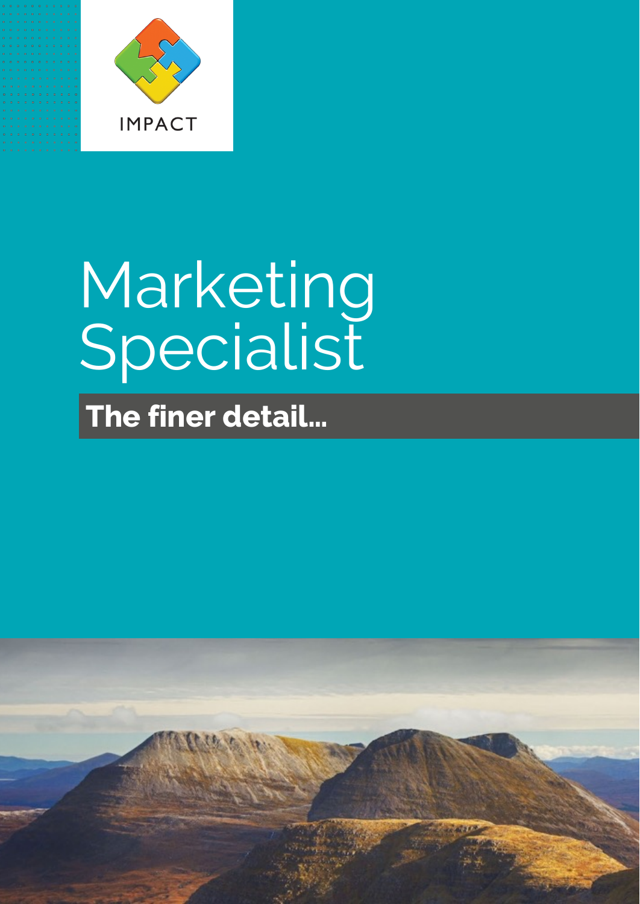IMPACT

# Marketing Specialist

## The finer detail...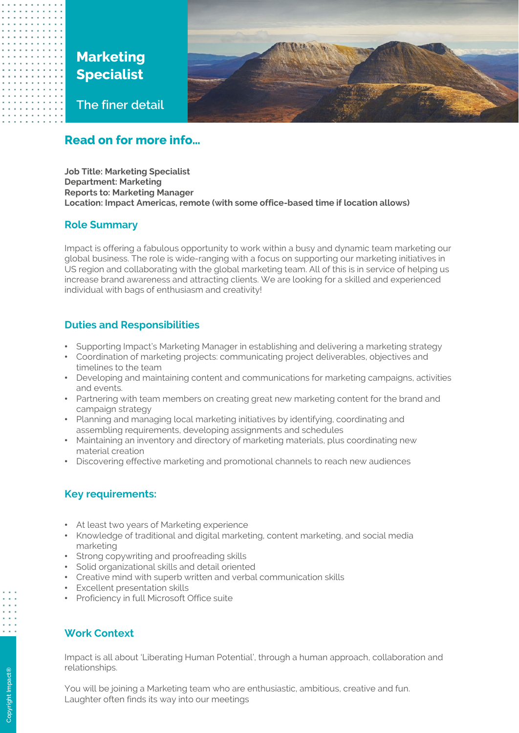# Marketing Specialist

The finer detail

## Read on for more info...

**Job Title: Marketing Specialist**
**Department: Marketing**
**Reports to: Marketing Manager**
**Location: Impact Americas, remote (with some office-based time if location allows)**

### Role Summary

Impact is offering a fabulous opportunity to work within a busy and dynamic team marketing our global business. The role is wide-ranging with a focus on supporting our marketing initiatives in US region and collaborating with the global marketing team. All of this is in service of helping us increase brand awareness and attracting clients. We are looking for a skilled and experienced individual with bags of enthusiasm and creativity!

### Duties and Responsibilities

- Supporting Impact's Marketing Manager in establishing and delivering a marketing strategy
- Coordination of marketing projects: communicating project deliverables, objectives and timelines to the team
- Developing and maintaining content and communications for marketing campaigns, activities and events.
- Partnering with team members on creating great new marketing content for the brand and campaign strategy
- Planning and managing local marketing initiatives by identifying, coordinating and assembling requirements, developing assignments and schedules
- Maintaining an inventory and directory of marketing materials, plus coordinating new material creation
- Discovering effective marketing and promotional channels to reach new audiences

### Key requirements:

- At least two years of Marketing experience
- Knowledge of traditional and digital marketing, content marketing, and social media marketing
- Strong copywriting and proofreading skills
- Solid organizational skills and detail oriented
- Creative mind with superb written and verbal communication skills
- Excellent presentation skills
- Proficiency in full Microsoft Office suite

### Work Context

Impact is all about 'Liberating Human Potential', through a human approach, collaboration and relationships.

You will be joining a Marketing team who are enthusiastic, ambitious, creative and fun. Laughter often finds its way into our meetings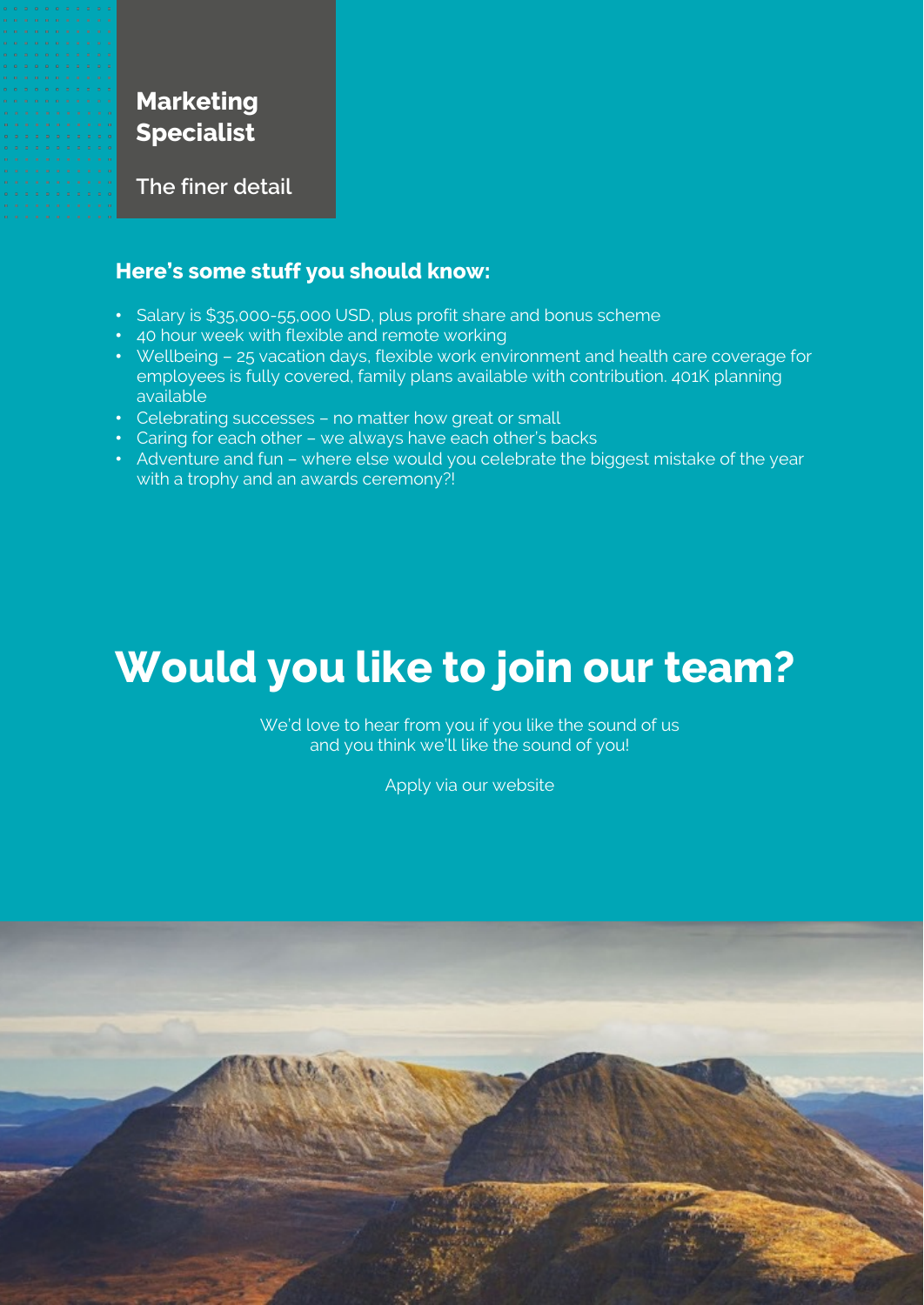## Marketing Specialist

The finer detail

### Here's some stuff you should know:

- Salary is $35,000-55,000 USD, plus profit share and bonus scheme
- 40 hour week with flexible and remote working
- Wellbeing – 25 vacation days, flexible work environment and health care coverage for employees is fully covered, family plans available with contribution. 401K planning available
- Celebrating successes – no matter how great or small
- Caring for each other – we always have each other's backs
- Adventure and fun – where else would you celebrate the biggest mistake of the year with a trophy and an awards ceremony?!

# Would you like to join our team?

We'd love to hear from you if you like the sound of us and you think we'll like the sound of you!

Apply via our website